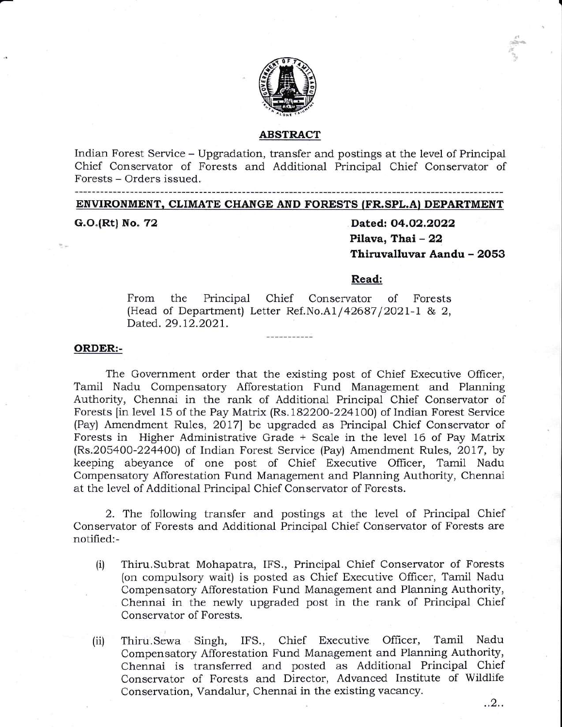## ABSTRACT

Indian Forest Service – Upgradation, transfer and postings at the level of Principal Chief Conservator of Forests and Additional Principal Chief Conservator of Forests – Orders issued.

---

**ENVIRONMENT, CLIMATE CHANGE AND FORESTS (FR.SPL.A) DEPARTMENT**

**G.O.(Rt) No. 72** 

**Dated: 04.02.2022**
**Pilava, Thai – 22**
**Thiruvalluvar Aandu – 2053**

**Read:**

From the Principal Chief Conservator of Forests (Head of Department) Letter Ref.No.A1/42687/2021-1 & 2, Dated. 29.12.2021.

---

**ORDER:-**

The Government order that the existing post of Chief Executive Officer, Tamil Nadu Compensatory Afforestation Fund Management and Planning Authority, Chennai in the rank of Additional Principal Chief Conservator of Forests [in level 15 of the Pay Matrix (Rs.182200-224100) of Indian Forest Service (Pay) Amendment Rules, 2017] be upgraded as Principal Chief Conservator of Forests in Higher Administrative Grade + Scale in the level 16 of Pay Matrix (Rs.205400-224400) of Indian Forest Service (Pay) Amendment Rules, 2017, by keeping abeyance of one post of Chief Executive Officer, Tamil Nadu Compensatory Afforestation Fund Management and Planning Authority, Chennai at the level of Additional Principal Chief Conservator of Forests.

2. The following transfer and postings at the level of Principal Chief Conservator of Forests and Additional Principal Chief Conservator of Forests are notified:-

(i) Thiru.Subrat Mohapatra, IFS., Principal Chief Conservator of Forests (on compulsory wait) is posted as Chief Executive Officer, Tamil Nadu Compensatory Afforestation Fund Management and Planning Authority, Chennai in the newly upgraded post in the rank of Principal Chief Conservator of Forests.

(ii) Thiru.Sewa Singh, IFS., Chief Executive Officer, Tamil Nadu Compensatory Afforestation Fund Management and Planning Authority, Chennai is transferred and posted as Additional Principal Chief Conservator of Forests and Director, Advanced Institute of Wildlife Conservation, Vandalur, Chennai in the existing vacancy.

..2..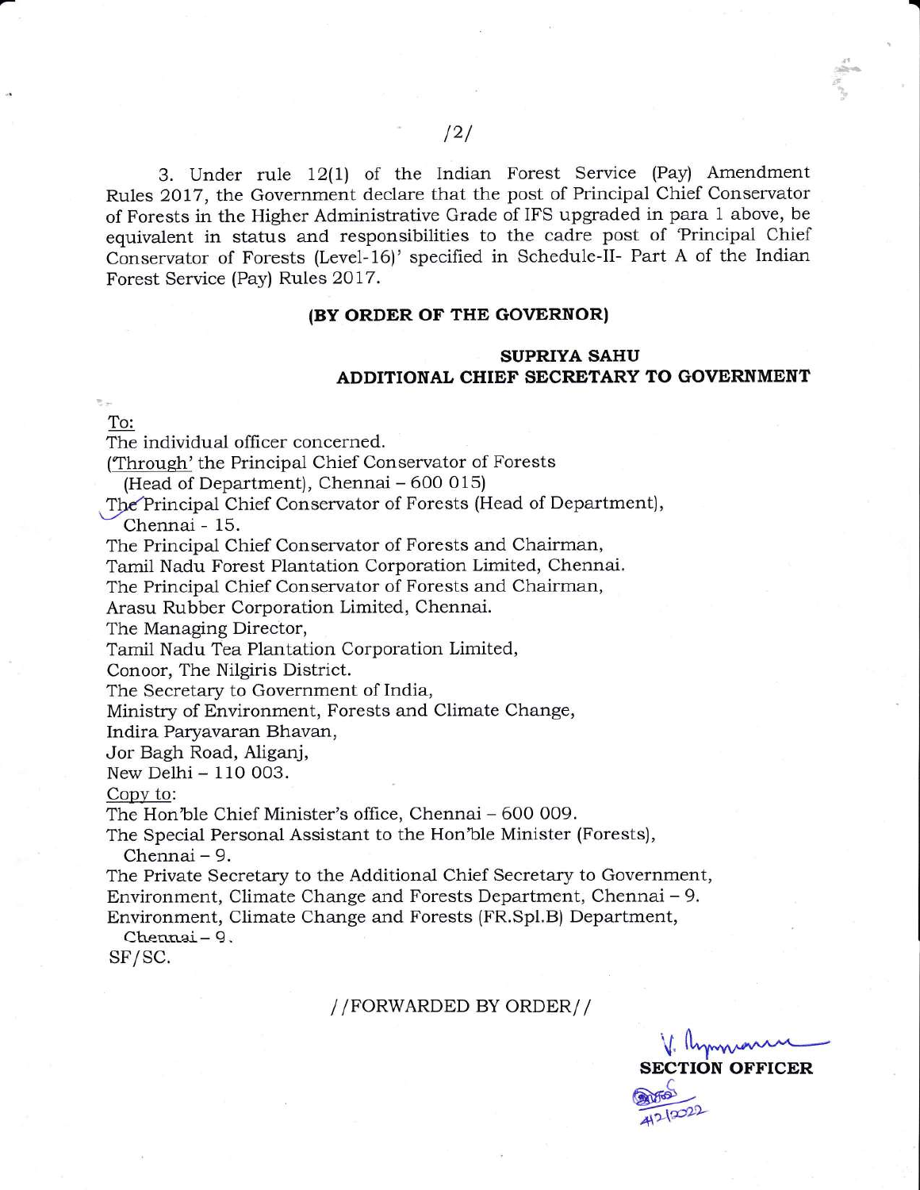3. Under rule 12(1) of the Indian Forest Service (Pay) Amendment Rules 2017, the Government declare that the post of Principal Chief Conservator of Forests in the Higher Administrative Grade of IFS upgraded in para 1 above, be equivalent in status and responsibilities to the cadre post of 'Principal Chief Conservator of Forests (Level-16)' specified in Schedule-II- Part A of the Indian Forest Service (Pay) Rules 2017.

**(BY ORDER OF THE GOVERNOR)**

**SUPRIYA SAHU**
**ADDITIONAL CHIEF SECRETARY TO GOVERNMENT**

To:
The individual officer concerned.
('Through' the Principal Chief Conservator of Forests
(Head of Department), Chennai – 600 015)
The Principal Chief Conservator of Forests (Head of Department),
Chennai - 15.
The Principal Chief Conservator of Forests and Chairman,
Tamil Nadu Forest Plantation Corporation Limited, Chennai.
The Principal Chief Conservator of Forests and Chairman,
Arasu Rubber Corporation Limited, Chennai.
The Managing Director,
Tamil Nadu Tea Plantation Corporation Limited,
Conoor, The Nilgiris District.
The Secretary to Government of India,
Ministry of Environment, Forests and Climate Change,
Indira Paryavaran Bhavan,
Jor Bagh Road, Aliganj,
New Delhi – 110 003.

Copy to:
The Hon'ble Chief Minister's office, Chennai – 600 009.
The Special Personal Assistant to the Hon'ble Minister (Forests),
Chennai – 9.
The Private Secretary to the Additional Chief Secretary to Government,
Environment, Climate Change and Forests Department, Chennai – 9.
Environment, Climate Change and Forests (FR.Spl.B) Department,
Chennai – 9.
SF/SC.

//FORWARDED BY ORDER//

**SECTION OFFICER**
4/2/2022